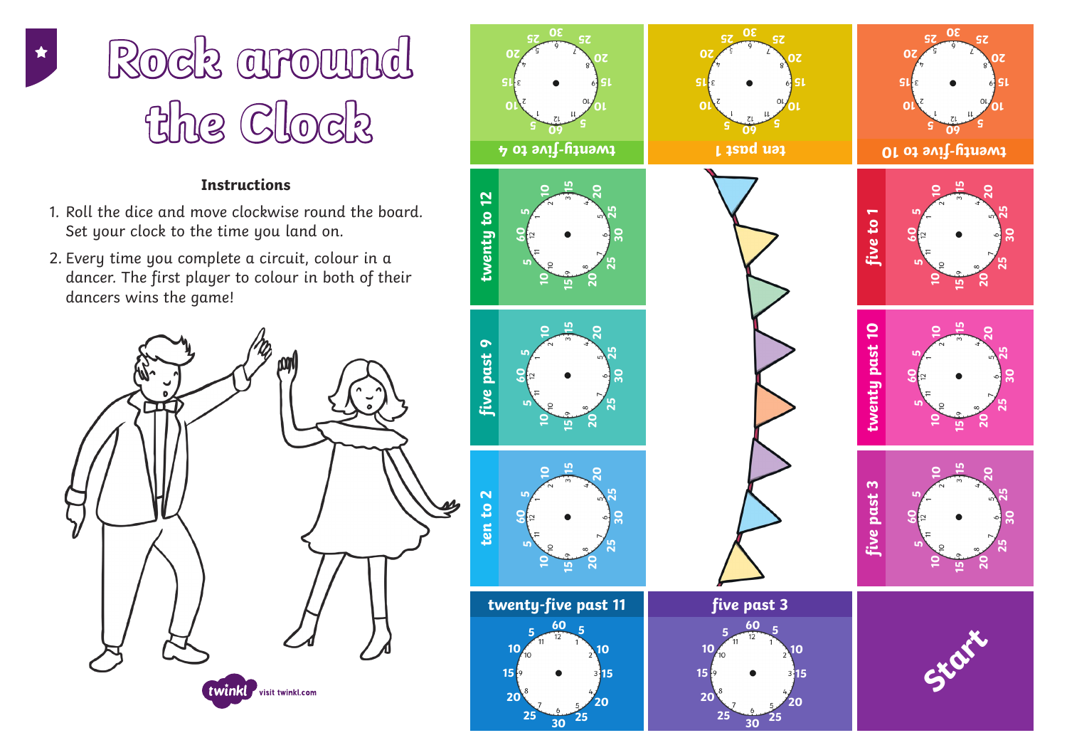# Rock around the Clock

**Instructions**

1. Roll the dice and move clockwise round the board. Set your clock to the time you land on.
2. Every time you complete a circuit, colour in a dancer. The first player to colour in both of their dancers wins the game!

twenty-five to 4

ten past 1

twenty-five to 10

twenty to 12

five to 1

five past 9

twenty past 10

ten to 2

five past 3

twenty-five past 11

five past 3

Start

visit twinkl.com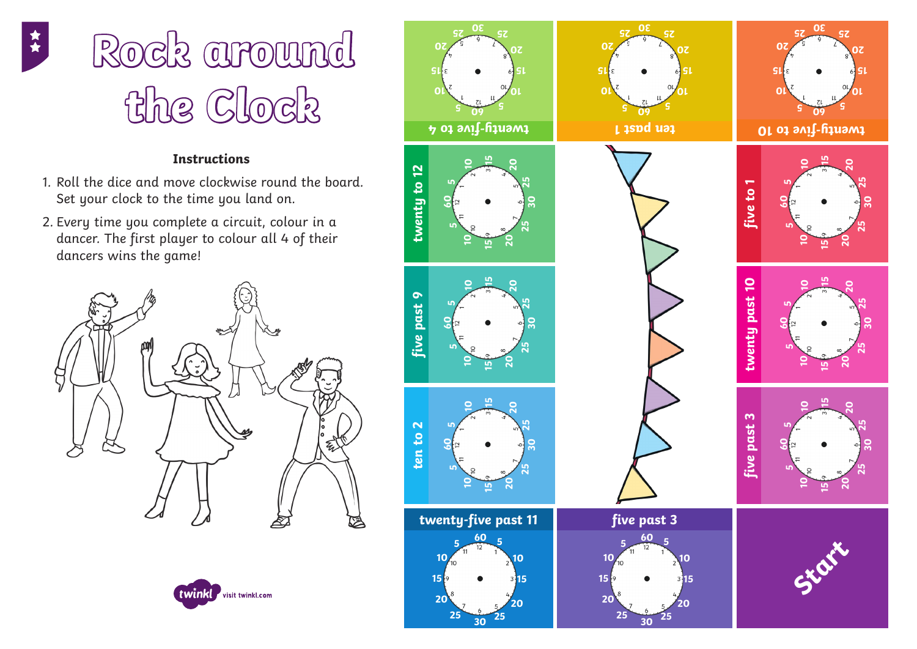# Rock around the Clock

**Instructions**

1. Roll the dice and move clockwise round the board. Set your clock to the time you land on.
2. Every time you complete a circuit, colour in a dancer. The first player to colour all 4 of their dancers wins the game!

Start

five past 3

twenty-five past 11

ten to 2

five past 9

twenty to 12

twenty-five to 4

ten past 1

twenty-five to 10

five to 1

twenty past 10

five past 3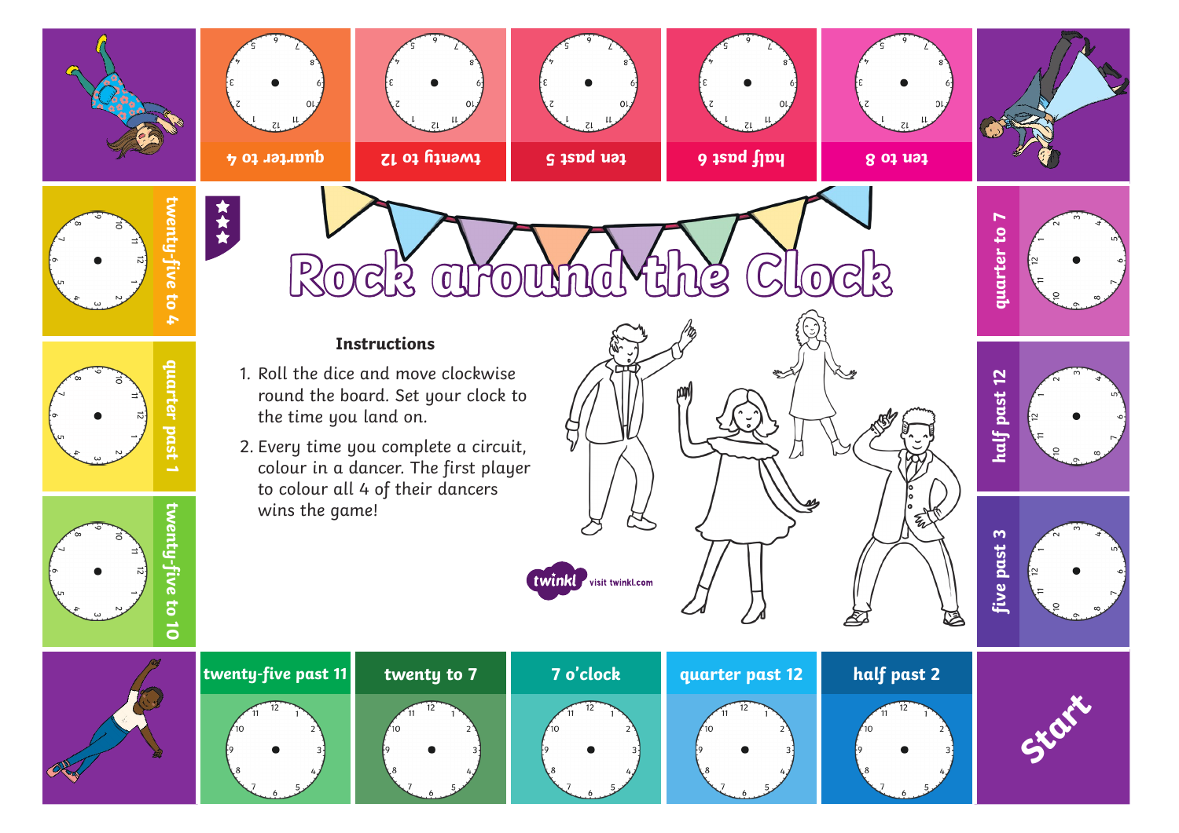# Rock around the Clock

**Instructions**

1. Roll the dice and move clockwise round the board. Set your clock to the time you land on.
2. Every time you complete a circuit, colour in a dancer. The first player to colour all 4 of their dancers wins the game!

Start

half past 2

quarter past 12

7 o'clock

twenty to 7

twenty-five past 11

twenty-five to 10

quarter past 1

twenty-five to 4

quarter to 4

twenty to 12

ten past 5

half past 6

ten to 8

quarter to 7

half past 12

five past 3

visit twinkl.com